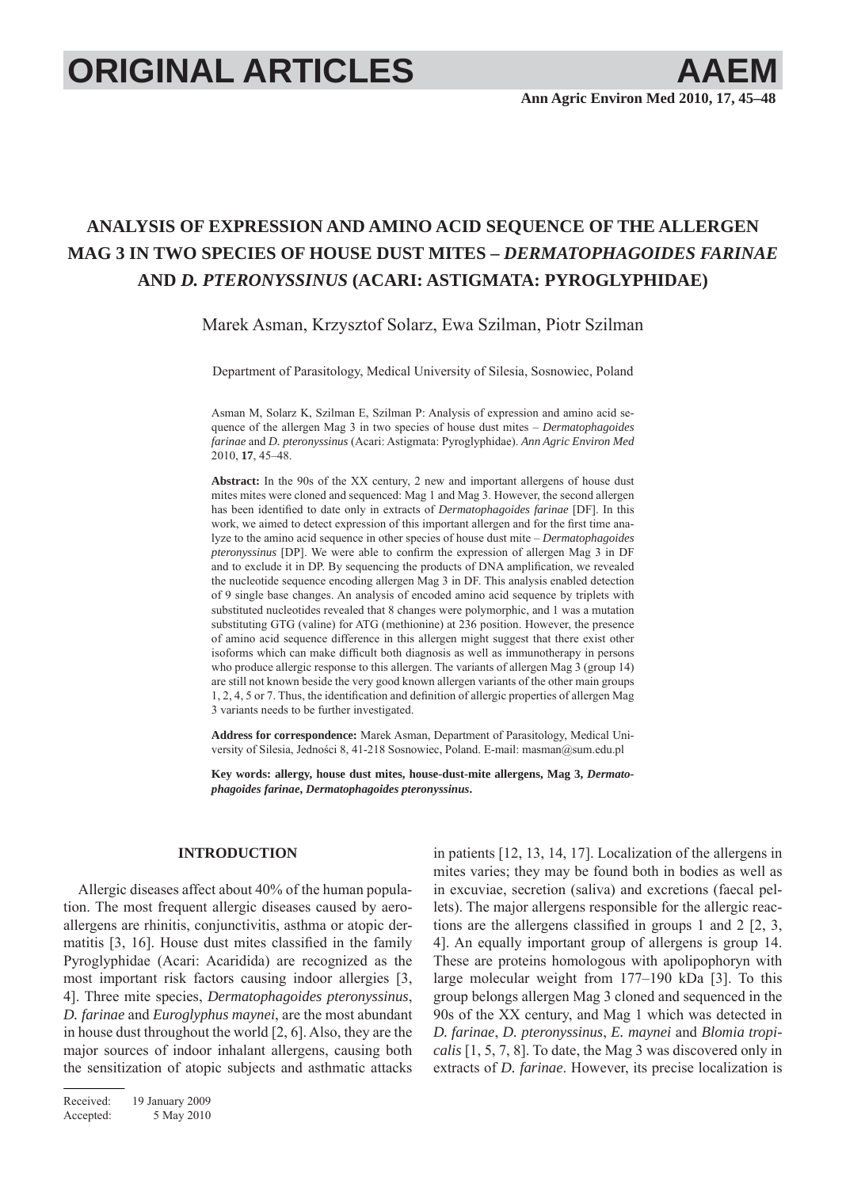# ANALYSIS OF EXPRESSION AND AMINO ACID SEQUENCE OF THE ALLERGEN MAG 3 IN TWO SPECIES OF HOUSE DUST MITES – *DERMATOPHAGOIDES FARINAE* AND *D. PTERONYSSINUS* (ACARI: ASTIGMATA: PYROGLYPHIDAE)

Marek Asman, Krzysztof Solarz, Ewa Szilman, Piotr Szilman

Department of Parasitology, Medical University of Silesia, Sosnowiec, Poland

Asman M, Solarz K, Szilman E, Szilman P: Analysis of expression and amino acid sequence of the allergen Mag 3 in two species of house dust mites – *Dermatophagoides farinae* and *D. pteronyssinus* (Acari: Astigmata: Pyroglyphidae). *Ann Agric Environ Med* 2010, **17**, 45–48.

**Abstract:** In the 90s of the XX century, 2 new and important allergens of house dust mites mites were cloned and sequenced: Mag 1 and Mag 3. However, the second allergen has been identified to date only in extracts of *Dermatophagoides farinae* [DF]. In this work, we aimed to detect expression of this important allergen and for the first time analyze to the amino acid sequence in other species of house dust mite – *Dermatophagoides pteronyssinus* [DP]. We were able to confirm the expression of allergen Mag 3 in DF and to exclude it in DP. By sequencing the products of DNA amplification, we revealed the nucleotide sequence encoding allergen Mag 3 in DF. This analysis enabled detection of 9 single base changes. An analysis of encoded amino acid sequence by triplets with substituted nucleotides revealed that 8 changes were polymorphic, and 1 was a mutation substituting GTG (valine) for ATG (methionine) at 236 position. However, the presence of amino acid sequence difference in this allergen might suggest that there exist other isoforms which can make difficult both diagnosis as well as immunotherapy in persons who produce allergic response to this allergen. The variants of allergen Mag 3 (group 14) are still not known beside the very good known allergen variants of the other main groups 1, 2, 4, 5 or 7. Thus, the identification and definition of allergic properties of allergen Mag 3 variants needs to be further investigated.

**Address for correspondence:** Marek Asman, Department of Parasitology, Medical University of Silesia, Jedności 8, 41-218 Sosnowiec, Poland. E-mail: masman@sum.edu.pl

**Key words: allergy, house dust mites, house-dust-mite allergens, Mag 3, *Dermatophagoides farinae*, *Dermatophagoides pteronyssinus*.**

## INTRODUCTION

Allergic diseases affect about 40% of the human population. The most frequent allergic diseases caused by aeroallergens are rhinitis, conjunctivitis, asthma or atopic dermatitis [3, 16]. House dust mites classified in the family Pyroglyphidae (Acari: Acaridida) are recognized as the most important risk factors causing indoor allergies [3, 4]. Three mite species, *Dermatophagoides pteronyssinus*, *D. farinae* and *Euroglyphus maynei*, are the most abundant in house dust throughout the world [2, 6]. Also, they are the major sources of indoor inhalant allergens, causing both the sensitization of atopic subjects and asthmatic attacks in patients [12, 13, 14, 17]. Localization of the allergens in mites varies; they may be found both in bodies as well as in excuviae, secretion (saliva) and excretions (faecal pellets). The major allergens responsible for the allergic reactions are the allergens classified in groups 1 and 2 [2, 3, 4]. An equally important group of allergens is group 14. These are proteins homologous with apolipophoryn with large molecular weight from 177–190 kDa [3]. To this group belongs allergen Mag 3 cloned and sequenced in the 90s of the XX century, and Mag 1 which was detected in *D. farinae*, *D. pteronyssinus*, *E. maynei* and *Blomia tropicalis* [1, 5, 7, 8]. To date, the Mag 3 was discovered only in extracts of *D. farinae*. However, its precise localization is

Received: 19 January 2009
Accepted: 5 May 2010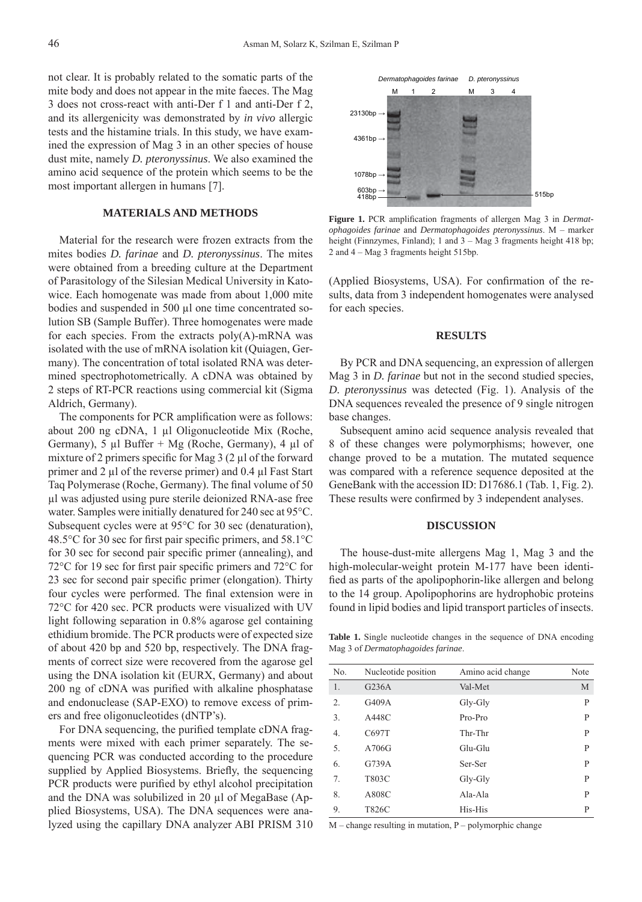not clear. It is probably related to the somatic parts of the mite body and does not appear in the mite faeces. The Mag 3 does not cross-react with anti-Der f 1 and anti-Der f 2, and its allergenicity was demonstrated by *in vivo* allergic tests and the histamine trials. In this study, we have examined the expression of Mag 3 in an other species of house dust mite, namely *D. pteronyssinus*. We also examined the amino acid sequence of the protein which seems to be the most important allergen in humans [7].

## MATERIALS AND METHODS

Material for the research were frozen extracts from the mites bodies *D. farinae* and *D. pteronyssinus*. The mites were obtained from a breeding culture at the Department of Parasitology of the Silesian Medical University in Katowice. Each homogenate was made from about 1,000 mite bodies and suspended in 500 µl one time concentrated solution SB (Sample Buffer). Three homogenates were made for each species. From the extracts poly(A)-mRNA was isolated with the use of mRNA isolation kit (Quiagen, Germany). The concentration of total isolated RNA was determined spectrophotometrically. A cDNA was obtained by 2 steps of RT-PCR reactions using commercial kit (Sigma Aldrich, Germany).

The components for PCR amplification were as follows: about 200 ng cDNA, 1 µl Oligonucleotide Mix (Roche, Germany), 5 µl Buffer + Mg (Roche, Germany), 4 µl of mixture of 2 primers specific for Mag 3 (2 µl of the forward primer and 2 µl of the reverse primer) and 0.4 µl Fast Start Taq Polymerase (Roche, Germany). The final volume of 50 µl was adjusted using pure sterile deionized RNA-ase free water. Samples were initially denatured for 240 sec at 95°C. Subsequent cycles were at 95°C for 30 sec (denaturation), 48.5°C for 30 sec for first pair specific primers, and 58.1°C for 30 sec for second pair specific primer (annealing), and 72°C for 19 sec for first pair specific primers and 72°C for 23 sec for second pair specific primer (elongation). Thirty four cycles were performed. The final extension were in 72°C for 420 sec. PCR products were visualized with UV light following separation in 0.8% agarose gel containing ethidium bromide. The PCR products were of expected size of about 420 bp and 520 bp, respectively. The DNA fragments of correct size were recovered from the agarose gel using the DNA isolation kit (EURX, Germany) and about 200 ng of cDNA was purified with alkaline phosphatase and endonuclease (SAP-EXO) to remove excess of primers and free oligonucleotides (dNTP's).

For DNA sequencing, the purified template cDNA fragments were mixed with each primer separately. The sequencing PCR was conducted according to the procedure supplied by Applied Biosystems. Briefly, the sequencing PCR products were purified by ethyl alcohol precipitation and the DNA was solubilized in 20 µl of MegaBase (Applied Biosystems, USA). The DNA sequences were analyzed using the capillary DNA analyzer ABI PRISM 310 (Applied Biosystems, USA). For confirmation of the results, data from 3 independent homogenates were analysed for each species.

**Figure 1.** PCR amplification fragments of allergen Mag 3 in *Dermatophagoides farinae* and *Dermatophagoides pteronyssinus*. M – marker height (Finnzymes, Finland); 1 and 3 – Mag 3 fragments height 418 bp; 2 and 4 – Mag 3 fragments height 515bp.

## RESULTS

By PCR and DNA sequencing, an expression of allergen Mag 3 in *D. farinae* but not in the second studied species, *D. pteronyssinus* was detected (Fig. 1). Analysis of the DNA sequences revealed the presence of 9 single nitrogen base changes.

Subsequent amino acid sequence analysis revealed that 8 of these changes were polymorphisms; however, one change proved to be a mutation. The mutated sequence was compared with a reference sequence deposited at the GeneBank with the accession ID: D17686.1 (Tab. 1, Fig. 2). These results were confirmed by 3 independent analyses.

## DISCUSSION

The house-dust-mite allergens Mag 1, Mag 3 and the high-molecular-weight protein M-177 have been identified as parts of the apolipophorin-like allergen and belong to the 14 group. Apolipophorins are hydrophobic proteins found in lipid bodies and lipid transport particles of insects.

**Table 1.** Single nucleotide changes in the sequence of DNA encoding Mag 3 of *Dermatophagoides farinae*.

| No. | Nucleotide position | Amino acid change | Note |
|---|---|---|---|
| 1. | G236A | Val-Met | M |
| 2. | G409A | Gly-Gly | P |
| 3. | A448C | Pro-Pro | P |
| 4. | C697T | Thr-Thr | P |
| 5. | A706G | Glu-Glu | P |
| 6. | G739A | Ser-Ser | P |
| 7. | T803C | Gly-Gly | P |
| 8. | A808C | Ala-Ala | P |
| 9. | T826C | His-His | P |

M – change resulting in mutation, P – polymorphic change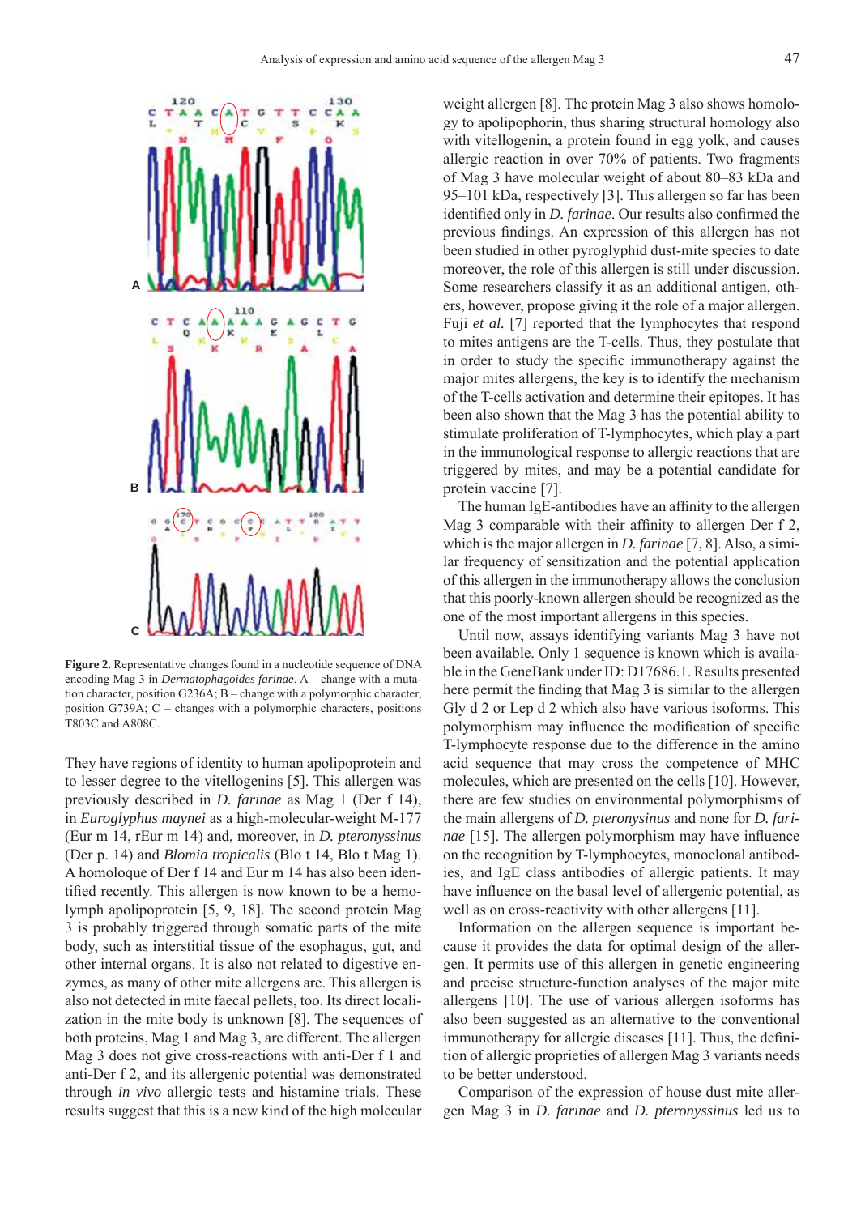Figure 2. Representative changes found in a nucleotide sequence of DNA encoding Mag 3 in *Dermatophagoides farinae*. A – change with a mutation character, position G236A; B – change with a polymorphic character, position G739A; C – changes with a polymorphic characters, positions T803C and A808C.

They have regions of identity to human apolipoprotein and to lesser degree to the vitellogenins [5]. This allergen was previously described in *D. farinae* as Mag 1 (Der f 14), in *Euroglyphus maynei* as a high-molecular-weight M-177 (Eur m 14, rEur m 14) and, moreover, in *D. pteronyssinus* (Der p. 14) and *Blomia tropicalis* (Blo t 14, Blo t Mag 1). A homoloque of Der f 14 and Eur m 14 has also been identified recently. This allergen is now known to be a hemolymph apolipoprotein [5, 9, 18]. The second protein Mag 3 is probably triggered through somatic parts of the mite body, such as interstitial tissue of the esophagus, gut, and other internal organs. It is also not related to digestive enzymes, as many of other mite allergens are. This allergen is also not detected in mite faecal pellets, too. Its direct localization in the mite body is unknown [8]. The sequences of both proteins, Mag 1 and Mag 3, are different. The allergen Mag 3 does not give cross-reactions with anti-Der f 1 and anti-Der f 2, and its allergenic potential was demonstrated through *in vivo* allergic tests and histamine trials. These results suggest that this is a new kind of the high molecular weight allergen [8]. The protein Mag 3 also shows homology to apolipophorin, thus sharing structural homology also with vitellogenin, a protein found in egg yolk, and causes allergic reaction in over 70% of patients. Two fragments of Mag 3 have molecular weight of about 80–83 kDa and 95–101 kDa, respectively [3]. This allergen so far has been identified only in *D. farinae*. Our results also confirmed the previous findings. An expression of this allergen has not been studied in other pyroglyphid dust-mite species to date moreover, the role of this allergen is still under discussion. Some researchers classify it as an additional antigen, others, however, propose giving it the role of a major allergen. Fuji *et al.* [7] reported that the lymphocytes that respond to mites antigens are the T-cells. Thus, they postulate that in order to study the specific immunotherapy against the major mites allergens, the key is to identify the mechanism of the T-cells activation and determine their epitopes. It has been also shown that the Mag 3 has the potential ability to stimulate proliferation of T-lymphocytes, which play a part in the immunological response to allergic reactions that are triggered by mites, and may be a potential candidate for protein vaccine [7].

The human IgE-antibodies have an affinity to the allergen Mag 3 comparable with their affinity to allergen Der f 2, which is the major allergen in *D. farinae* [7, 8]. Also, a similar frequency of sensitization and the potential application of this allergen in the immunotherapy allows the conclusion that this poorly-known allergen should be recognized as the one of the most important allergens in this species.

Until now, assays identifying variants Mag 3 have not been available. Only 1 sequence is known which is available in the GeneBank under ID: D17686.1. Results presented here permit the finding that Mag 3 is similar to the allergen Gly d 2 or Lep d 2 which also have various isoforms. This polymorphism may influence the modification of specific T-lymphocyte response due to the difference in the amino acid sequence that may cross the competence of MHC molecules, which are presented on the cells [10]. However, there are few studies on environmental polymorphisms of the main allergens of *D. pteronysinus* and none for *D. farinae* [15]. The allergen polymorphism may have influence on the recognition by T-lymphocytes, monoclonal antibodies, and IgE class antibodies of allergic patients. It may have influence on the basal level of allergenic potential, as well as on cross-reactivity with other allergens [11].

Information on the allergen sequence is important because it provides the data for optimal design of the allergen. It permits use of this allergen in genetic engineering and precise structure-function analyses of the major mite allergens [10]. The use of various allergen isoforms has also been suggested as an alternative to the conventional immunotherapy for allergic diseases [11]. Thus, the definition of allergic propriеties of allergen Mag 3 variants needs to be better understood.

Comparison of the expression of house dust mite allergen Mag 3 in *D. farinae* and *D. pteronyssinus* led us to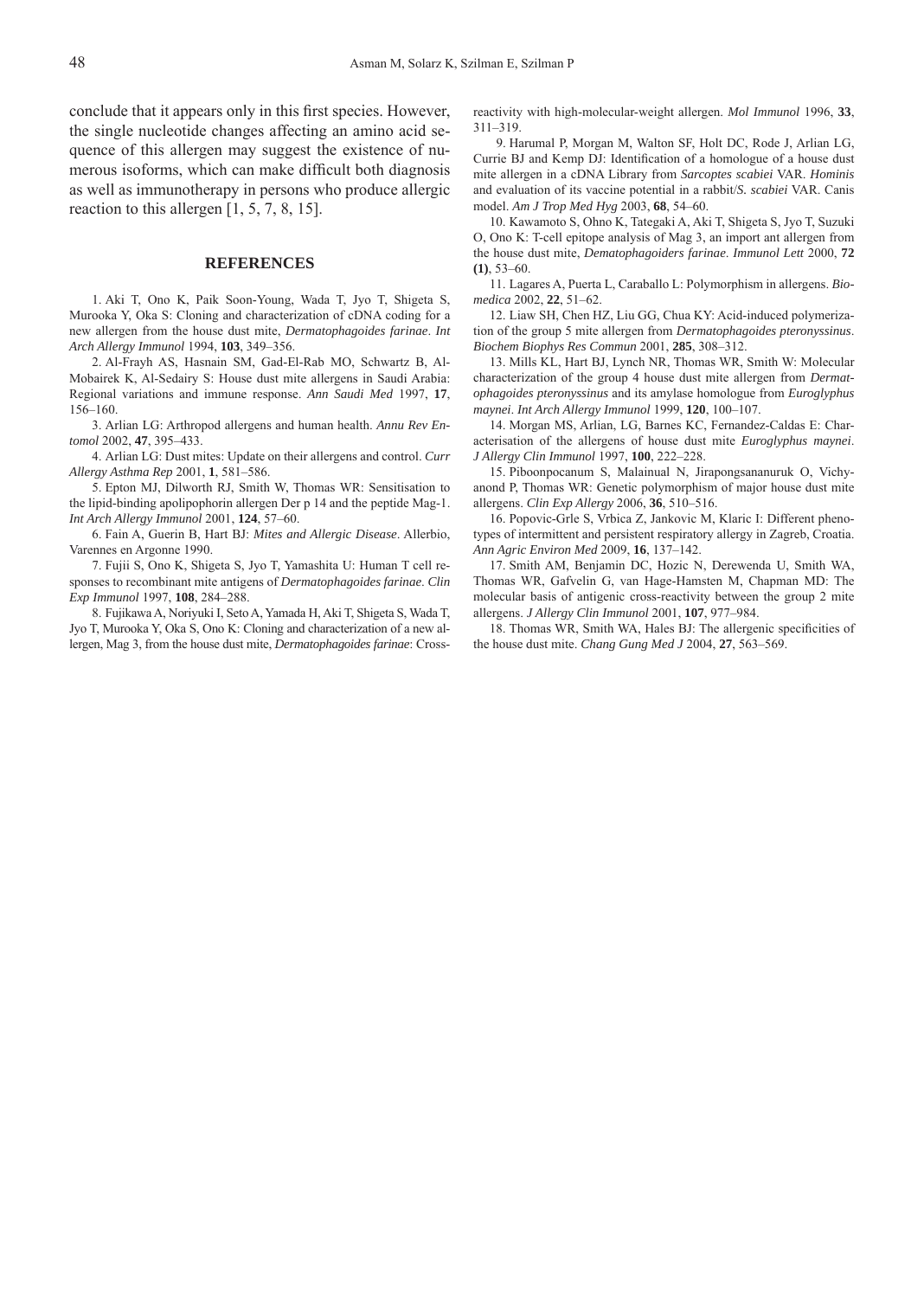conclude that it appears only in this first species. However, the single nucleotide changes affecting an amino acid sequence of this allergen may suggest the existence of numerous isoforms, which can make difficult both diagnosis as well as immunotherapy in persons who produce allergic reaction to this allergen [1, 5, 7, 8, 15].

## REFERENCES

1. Aki T, Ono K, Paik Soon-Young, Wada T, Jyo T, Shigeta S, Murooka Y, Oka S: Cloning and characterization of cDNA coding for a new allergen from the house dust mite, *Dermatophagoides farinae*. *Int Arch Allergy Immunol* 1994, **103**, 349–356.

2. Al-Frayh AS, Hasnain SM, Gad-El-Rab MO, Schwartz B, Al-Mobairek K, Al-Sedairy S: House dust mite allergens in Saudi Arabia: Regional variations and immune response. *Ann Saudi Med* 1997, **17**, 156–160.

3. Arlian LG: Arthropod allergens and human health. *Annu Rev Entomol* 2002, **47**, 395–433.

4. Arlian LG: Dust mites: Update on their allergens and control. *Curr Allergy Asthma Rep* 2001, **1**, 581–586.

5. Epton MJ, Dilworth RJ, Smith W, Thomas WR: Sensitisation to the lipid-binding apolipophorin allergen Der p 14 and the peptide Mag-1. *Int Arch Allergy Immunol* 2001, **124**, 57–60.

6. Fain A, Guerin B, Hart BJ: *Mites and Allergic Disease*. Allerbio, Varennes en Argonne 1990.

7. Fujii S, Ono K, Shigeta S, Jyo T, Yamashita U: Human T cell responses to recombinant mite antigens of *Dermatophagoides farinae*. *Clin Exp Immunol* 1997, **108**, 284–288.

8. Fujikawa A, Noriyuki I, Seto A, Yamada H, Aki T, Shigeta S, Wada T, Jyo T, Murooka Y, Oka S, Ono K: Cloning and characterization of a new allergen, Mag 3, from the house dust mite, *Dermatophagoides farinae*: Cross-reactivity with high-molecular-weight allergen. *Mol Immunol* 1996, **33**, 311–319.

9. Harumal P, Morgan M, Walton SF, Holt DC, Rode J, Arlian LG, Currie BJ and Kemp DJ: Identification of a homologue of a house dust mite allergen in a cDNA Library from *Sarcoptes scabiei* VAR. *Hominis* and evaluation of its vaccine potential in a rabbit/*S. scabiei* VAR. Canis model. *Am J Trop Med Hyg* 2003, **68**, 54–60.

10. Kawamoto S, Ohno K, Tategaki A, Aki T, Shigeta S, Jyo T, Suzuki O, Ono K: T-cell epitope analysis of Mag 3, an import ant allergen from the house dust mite, *Dematophagoiders farinae*. *Immunol Lett* 2000, **72 (1)**, 53–60.

11. Lagares A, Puerta L, Caraballo L: Polymorphism in allergens. *Biomedica* 2002, **22**, 51–62.

12. Liaw SH, Chen HZ, Liu GG, Chua KY: Acid-induced polymerization of the group 5 mite allergen from *Dermatophagoides pteronyssinus*. *Biochem Biophys Res Commun* 2001, **285**, 308–312.

13. Mills KL, Hart BJ, Lynch NR, Thomas WR, Smith W: Molecular characterization of the group 4 house dust mite allergen from *Dermatophagoides pteronyssinus* and its amylase homologue from *Euroglyphus maynei*. *Int Arch Allergy Immunol* 1999, **120**, 100–107.

14. Morgan MS, Arlian, LG, Barnes KC, Fernandez-Caldas E: Characterisation of the allergens of house dust mite *Euroglyphus maynei*. *J Allergy Clin Immunol* 1997, **100**, 222–228.

15. Piboonpocanum S, Malainual N, Jirapongsananuruk O, Vichyanond P, Thomas WR: Genetic polymorphism of major house dust mite allergens. *Clin Exp Allergy* 2006, **36**, 510–516.

16. Popovic-Grle S, Vrbica Z, Jankovic M, Klaric I: Different phenotypes of intermittent and persistent respiratory allergy in Zagreb, Croatia. *Ann Agric Environ Med* 2009, **16**, 137–142.

17. Smith AM, Benjamin DC, Hozic N, Derewenda U, Smith WA, Thomas WR, Gafvelin G, van Hage-Hamsten M, Chapman MD: The molecular basis of antigenic cross-reactivity between the group 2 mite allergens. *J Allergy Clin Immunol* 2001, **107**, 977–984.

18. Thomas WR, Smith WA, Hales BJ: The allergenic specificities of the house dust mite. *Chang Gung Med J* 2004, **27**, 563–569.